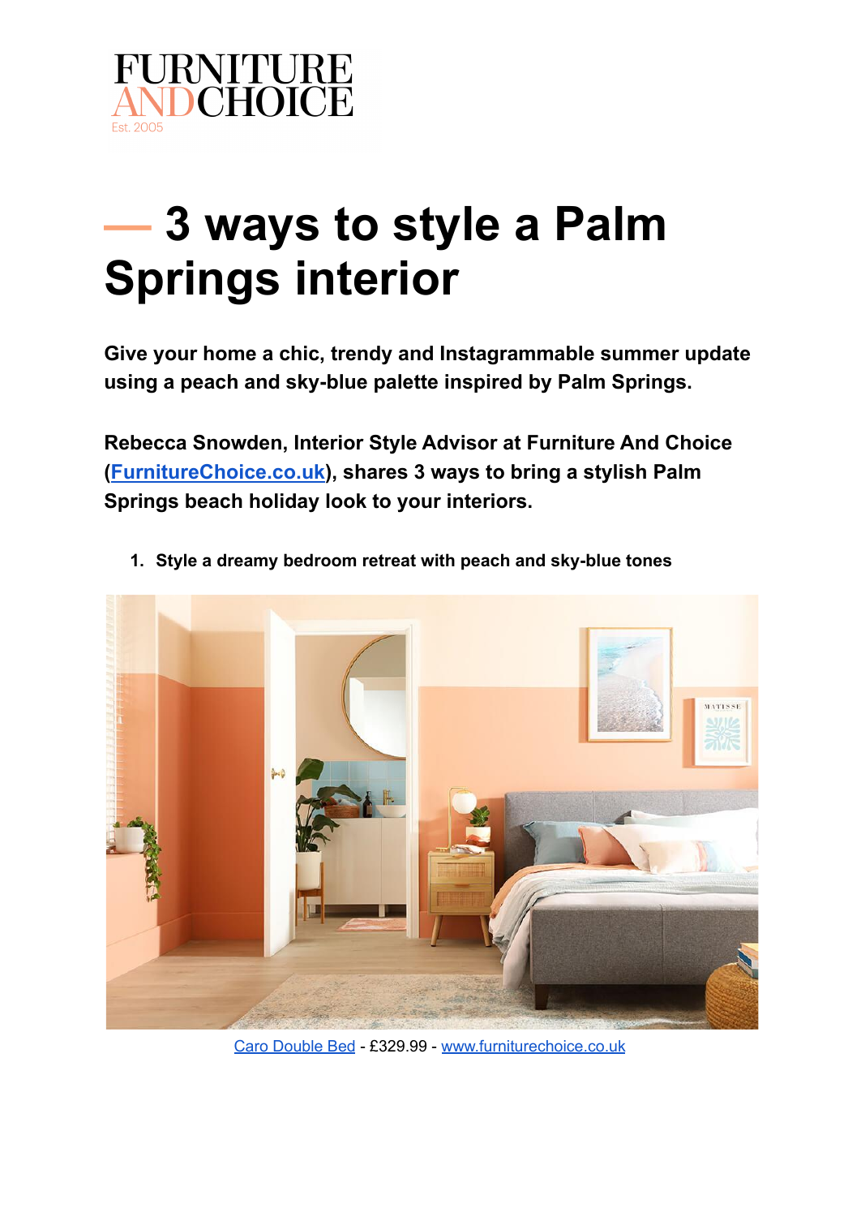# — 3 ways to style a Palm Springs interior

**Give your home a chic, trendy and Instagrammable summer update using a peach and sky-blue palette inspired by Palm Springs.**

**Rebecca Snowden, Interior Style Advisor at Furniture And Choice (FurnitureChoice.co.uk), shares 3 ways to bring a stylish Palm Springs beach holiday look to your interiors.**

1. **Style a dreamy bedroom retreat with peach and sky-blue tones**

Caro Double Bed - £329.99 - www.furniturechoice.co.uk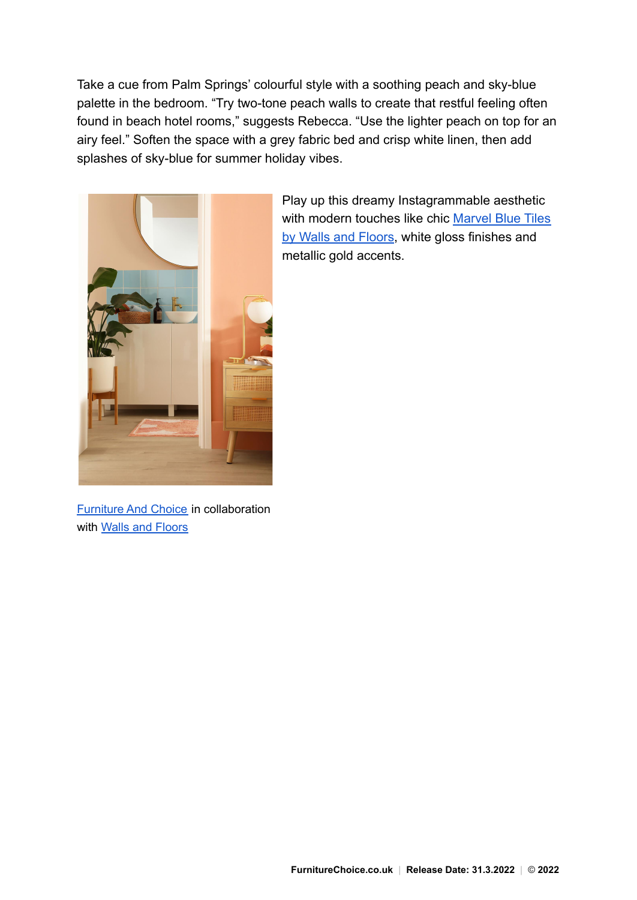Take a cue from Palm Springs' colourful style with a soothing peach and sky-blue palette in the bedroom. "Try two-tone peach walls to create that restful feeling often found in beach hotel rooms," suggests Rebecca. "Use the lighter peach on top for an airy feel." Soften the space with a grey fabric bed and crisp white linen, then add splashes of sky-blue for summer holiday vibes.

Play up this dreamy Instagrammable aesthetic with modern touches like chic Marvel Blue Tiles by Walls and Floors, white gloss finishes and metallic gold accents.

Furniture And Choice in collaboration with Walls and Floors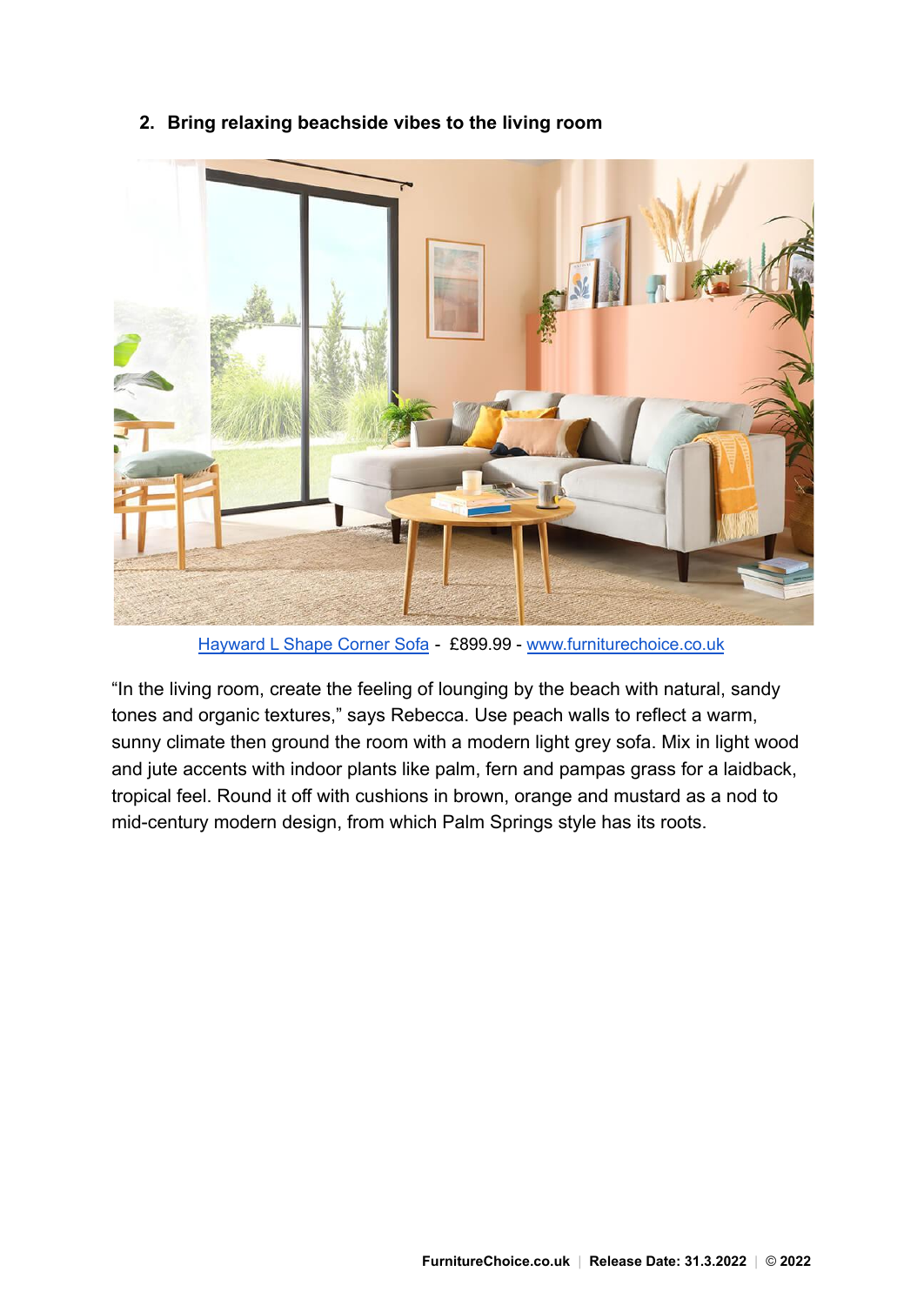2. **Bring relaxing beachside vibes to the living room**

Hayward L Shape Corner Sofa - £899.99 - www.furniturechoice.co.uk

“In the living room, create the feeling of lounging by the beach with natural, sandy tones and organic textures,” says Rebecca. Use peach walls to reflect a warm, sunny climate then ground the room with a modern light grey sofa. Mix in light wood and jute accents with indoor plants like palm, fern and pampas grass for a laidback, tropical feel. Round it off with cushions in brown, orange and mustard as a nod to mid-century modern design, from which Palm Springs style has its roots.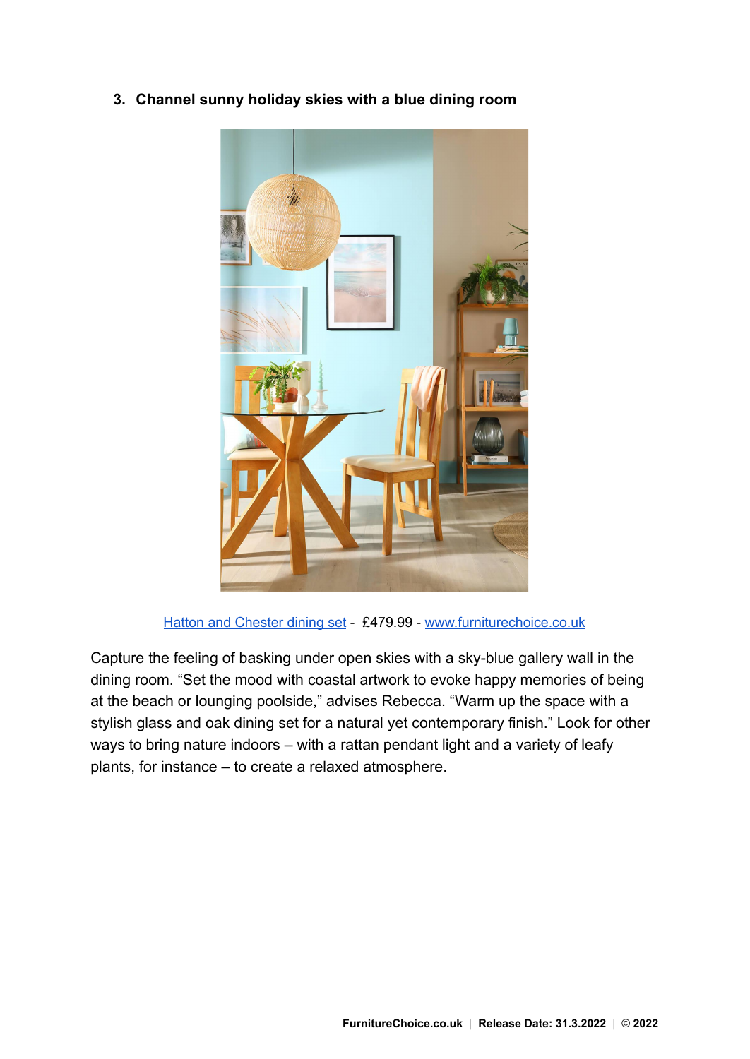3. **Channel sunny holiday skies with a blue dining room**

[Hatton and Chester dining set](#) - £479.99 - [www.furniturechoice.co.uk](#)

Capture the feeling of basking under open skies with a sky-blue gallery wall in the dining room. “Set the mood with coastal artwork to evoke happy memories of being at the beach or lounging poolside,” advises Rebecca. “Warm up the space with a stylish glass and oak dining set for a natural yet contemporary finish.” Look for other ways to bring nature indoors – with a rattan pendant light and a variety of leafy plants, for instance – to create a relaxed atmosphere.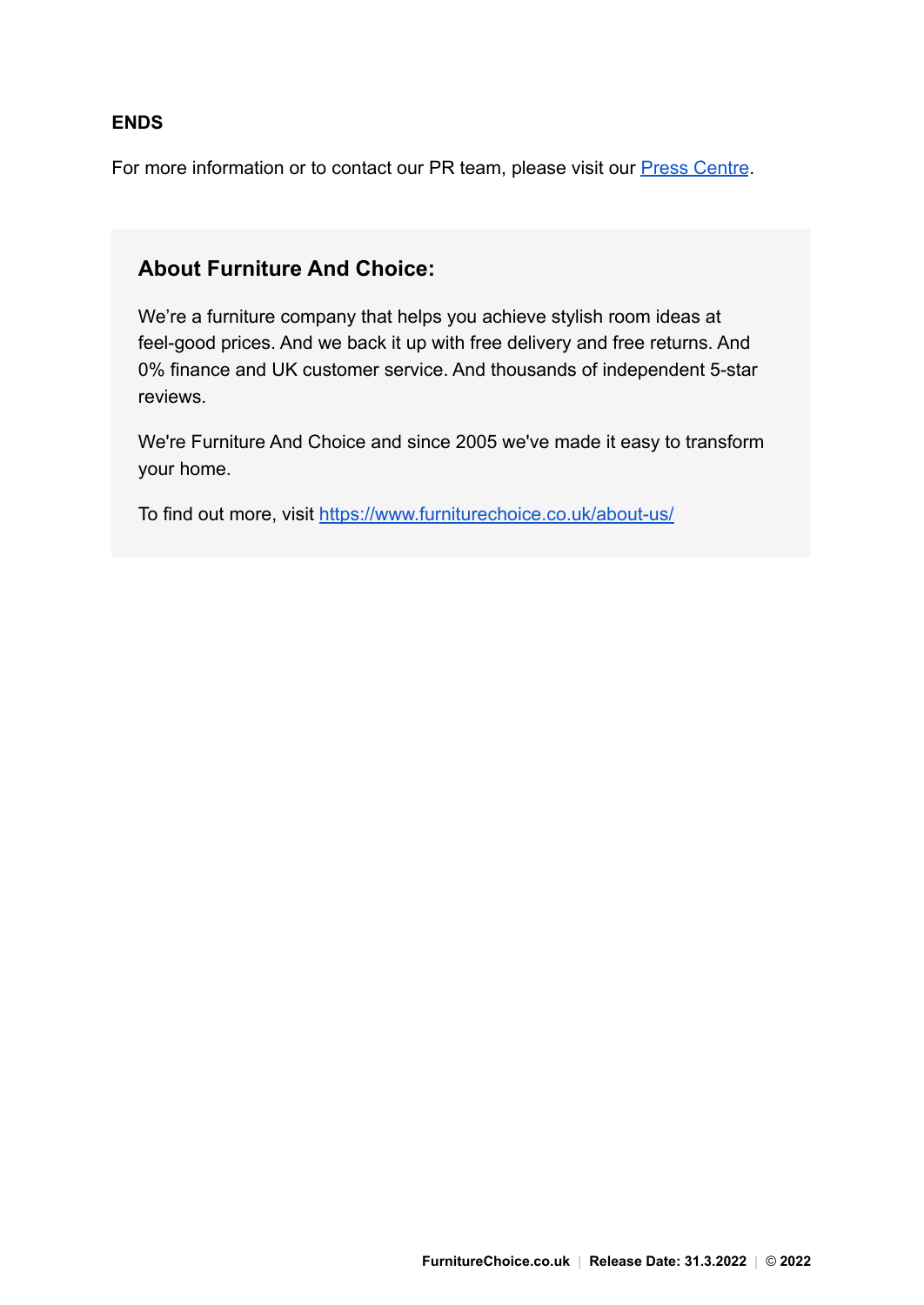**ENDS**

For more information or to contact our PR team, please visit our [Press Centre].

## About Furniture And Choice:

We're a furniture company that helps you achieve stylish room ideas at feel-good prices. And we back it up with free delivery and free returns. And 0% finance and UK customer service. And thousands of independent 5-star reviews.

We're Furniture And Choice and since 2005 we've made it easy to transform your home.

To find out more, visit https://www.furniturechoice.co.uk/about-us/